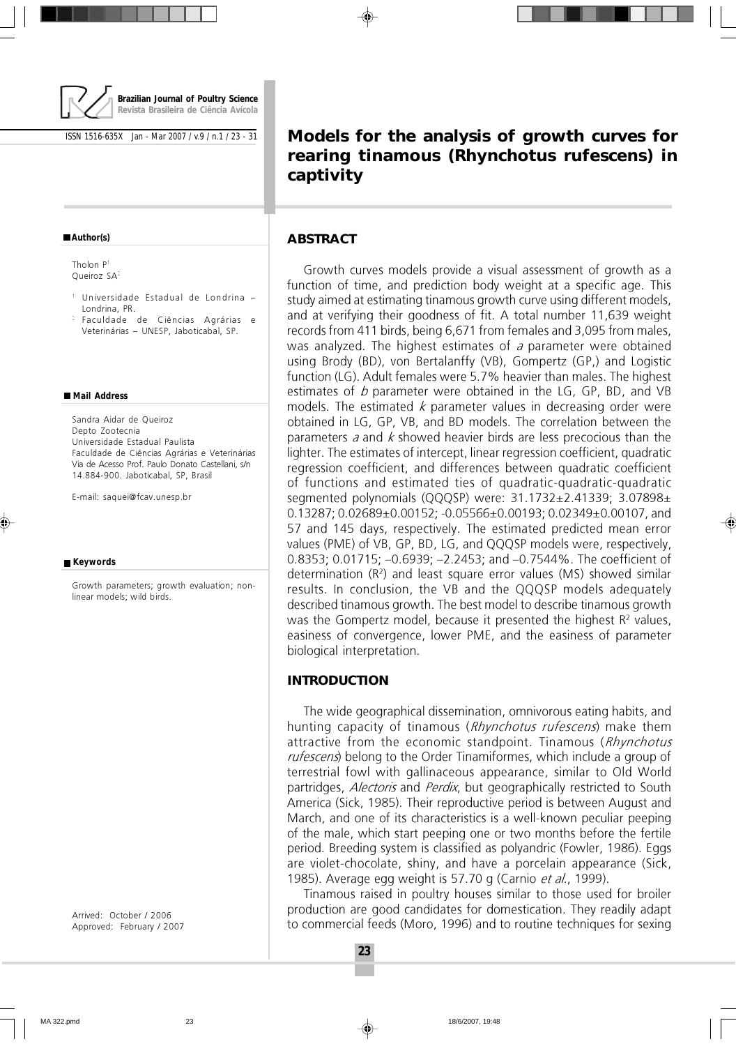Brazilian Journal of Poultry Science
Revista Brasileira de Ciência Avícola

ISSN 1516-635X Jan - Mar 2007 / v.9 / n.1 / 23 - 31

# Models for the analysis of growth curves for rearing tinamous (Rhynchotus rufescens) in captivity

**Author(s)**

Tholon P[1]
Queiroz SA[2]

[1] Universidade Estadual de Londrina – Londrina, PR.
[2] Faculdade de Ciências Agrárias e Veterinárias – UNESP, Jaboticabal, SP.

**Mail Address**

Sandra Aidar de Queiroz
Depto Zootecnia
Universidade Estadual Paulista
Faculdade de Ciências Agrárias e Veterinárias
Via de Acesso Prof. Paulo Donato Castellani, s/n
14.884-900. Jaboticabal, SP, Brasil

E-mail: saquei@fcav.unesp.br

**Keywords**

Growth parameters; growth evaluation; non-linear models; wild birds.

Arrived: October / 2006
Approved: February / 2007

## ABSTRACT

Growth curves models provide a visual assessment of growth as a function of time, and prediction body weight at a specific age. This study aimed at estimating tinamous growth curve using different models, and at verifying their goodness of fit. A total number 11,639 weight records from 411 birds, being 6,671 from females and 3,095 from males, was analyzed. The highest estimates of *a* parameter were obtained using Brody (BD), von Bertalanffy (VB), Gompertz (GP,) and Logistic function (LG). Adult females were 5.7% heavier than males. The highest estimates of *b* parameter were obtained in the LG, GP, BD, and VB models. The estimated *k* parameter values in decreasing order were obtained in LG, GP, VB, and BD models. The correlation between the parameters *a* and *k* showed heavier birds are less precocious than the lighter. The estimates of intercept, linear regression coefficient, quadratic regression coefficient, and differences between quadratic coefficient of functions and estimated ties of quadratic-quadratic-quadratic segmented polynomials (QQQSP) were: 31.1732±2.41339; 3.07898±0.13287; 0.02689±0.00152; -0.05566±0.00193; 0.02349±0.00107, and 57 and 145 days, respectively. The estimated predicted mean error values (PME) of VB, GP, BD, LG, and QQQSP models were, respectively, 0.8353; 0.01715; –0.6939; –2.2453; and –0.7544%. The coefficient of determination ($R^2$) and least square error values (MS) showed similar results. In conclusion, the VB and the QQQSP models adequately described tinamous growth. The best model to describe tinamous growth was the Gompertz model, because it presented the highest $R^2$ values, easiness of convergence, lower PME, and the easiness of parameter biological interpretation.

## INTRODUCTION

The wide geographical dissemination, omnivorous eating habits, and hunting capacity of tinamous (*Rhynchotus rufescens*) make them attractive from the economic standpoint. Tinamous (*Rhynchotus rufescens*) belong to the Order Tinamiformes, which include a group of terrestrial fowl with gallinaceous appearance, similar to Old World partridges, *Alectoris* and *Perdix*, but geographically restricted to South America (Sick, 1985). Their reproductive period is between August and March, and one of its characteristics is a well-known peculiar peeping of the male, which start peeping one or two months before the fertile period. Breeding system is classified as polyandric (Fowler, 1986). Eggs are violet-chocolate, shiny, and have a porcelain appearance (Sick, 1985). Average egg weight is 57.70 g (Carnio *et al.*, 1999).

Tinamous raised in poultry houses similar to those used for broiler production are good candidates for domestication. They readily adapt to commercial feeds (Moro, 1996) and to routine techniques for sexing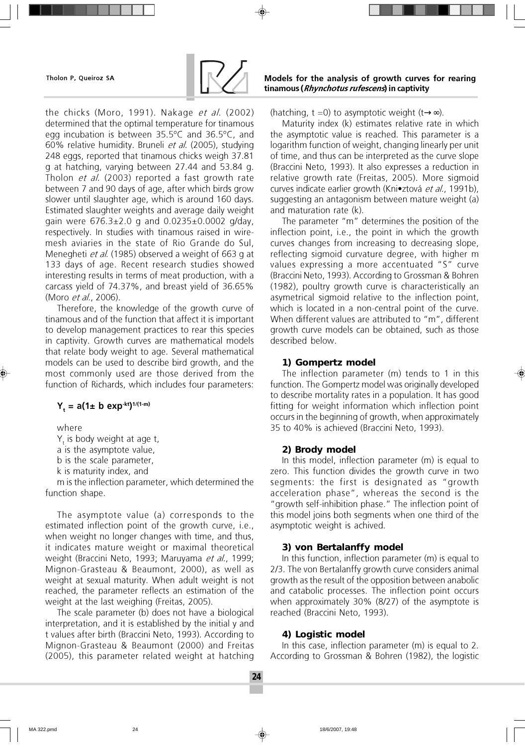the chicks (Moro, 1991). Nakage *et al*. (2002) determined that the optimal temperature for tinamous egg incubation is between 35.5ºC and 36.5ºC, and 60% relative humidity. Bruneli *et al.* (2005), studying 248 eggs, reported that tinamous chicks weigh 37.81 g at hatching, varying between 27.44 and 53.84 g. Tholon *et al.* (2003) reported a fast growth rate between 7 and 90 days of age, after which birds grow slower until slaughter age, which is around 160 days. Estimated slaughter weights and average daily weight gain were 676.3±2.0 g and 0.0235±0.0002 g/day, respectively. In studies with tinamous raised in wire-mesh aviaries in the state of Rio Grande do Sul, Menegheti *et al*. (1985) observed a weight of 663 g at 133 days of age. Recent research studies showed interesting results in terms of meat production, with a carcass yield of 74.37%, and breast yield of 36.65% (Moro *et al.*, 2006).

Therefore, the knowledge of the growth curve of tinamous and of the function that affect it is important to develop management practices to rear this species in captivity. Growth curves are mathematical models that relate body weight to age. Several mathematical models can be used to describe bird growth, and the most commonly used are those derived from the function of Richards, which includes four parameters:

$$Y_t = a(1 \pm b \exp^{-kt})^{1/(1-m)}$$

where

$Y_t$ is body weight at age t,

a is the asymptote value,

b is the scale parameter,

k is maturity index, and

m is the inflection parameter, which determined the function shape.

The asymptote value (a) corresponds to the estimated inflection point of the growth curve, i.e., when weight no longer changes with time, and thus, it indicates mature weight or maximal theoretical weight (Braccini Neto, 1993; Maruyama *et al.*, 1999; Mignon-Grasteau & Beaumont, 2000), as well as weight at sexual maturity. When adult weight is not reached, the parameter reflects an estimation of the weight at the last weighing (Freitas, 2005).

The scale parameter (b) does not have a biological interpretation, and it is established by the initial y and t values after birth (Braccini Neto, 1993). According to Mignon-Grasteau & Beaumont (2000) and Freitas (2005), this parameter related weight at hatching (hatching, t =0) to asymptotic weight ($t \rightarrow \infty$).

Maturity index (k) estimates relative rate in which the asymptotic value is reached. This parameter is a logarithm function of weight, changing linearly per unit of time, and thus can be interpreted as the curve slope (Braccini Neto, 1993). It also expresses a reduction in relative growth rate (Freitas, 2005). More sigmoid curves indicate earlier growth (Kni•ztová *et al.*, 1991b), suggesting an antagonism between mature weight (a) and maturation rate (k).

The parameter "m" determines the position of the inflection point, i.e., the point in which the growth curves changes from increasing to decreasing slope, reflecting sigmoid curvature degree, with higher m values expressing a more accentuated "S" curve (Braccini Neto, 1993). According to Grossman & Bohren (1982), poultry growth curve is characteristically an asymetrical sigmoid relative to the inflection point, which is located in a non-central point of the curve. When different values are attributed to "m", different growth curve models can be obtained, such as those described below.

### 1) Gompertz model

The inflection parameter (m) tends to 1 in this function. The Gompertz model was originally developed to describe mortality rates in a population. It has good fitting for weight information which inflection point occurs in the beginning of growth, when approximately 35 to 40% is achieved (Braccini Neto, 1993).

### 2) Brody model

In this model, inflection parameter (m) is equal to zero. This function divides the growth curve in two segments: the first is designated as "growth acceleration phase", whereas the second is the "growth self-inhibition phase." The inflection point of this model joins both segments when one third of the asymptotic weight is achived.

### 3) von Bertalanffy model

In this function, inflection parameter (m) is equal to 2/3. The von Bertalanffy growth curve considers animal growth as the result of the opposition between anabolic and catabolic processes. The inflection point occurs when approximately 30% (8/27) of the asymptote is reached (Braccini Neto, 1993).

### 4) Logistic model

In this case, inflection parameter (m) is equal to 2. According to Grossman & Bohren (1982), the logistic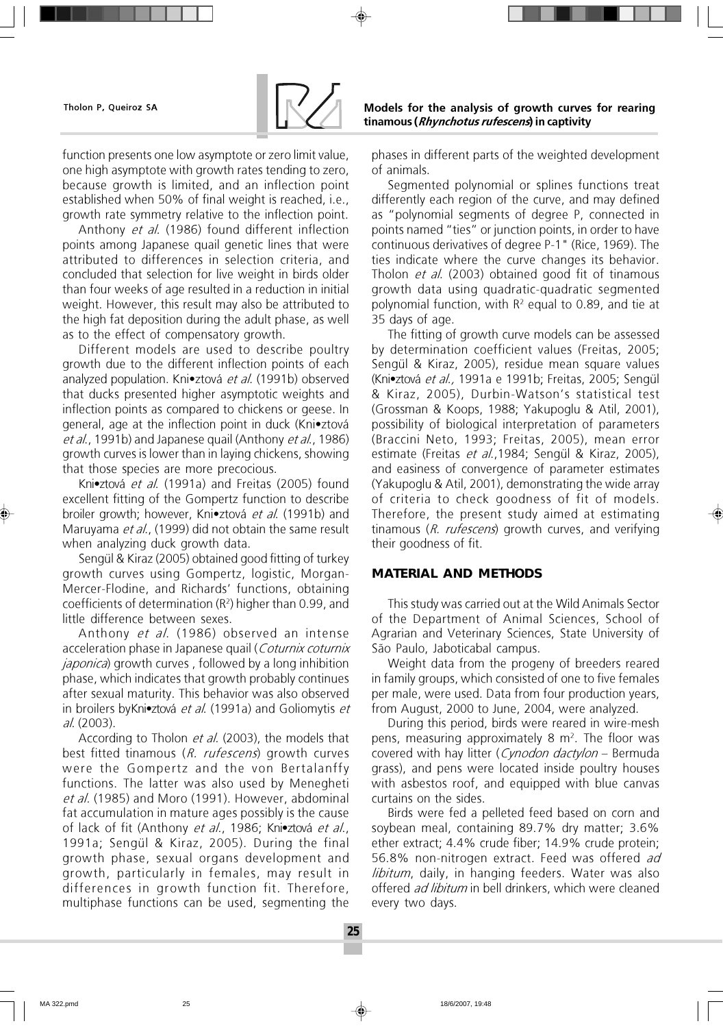function presents one low asymptote or zero limit value, one high asymptote with growth rates tending to zero, because growth is limited, and an inflection point established when 50% of final weight is reached, i.e., growth rate symmetry relative to the inflection point.

Anthony *et al.* (1986) found different inflection points among Japanese quail genetic lines that were attributed to differences in selection criteria, and concluded that selection for live weight in birds older than four weeks of age resulted in a reduction in initial weight. However, this result may also be attributed to the high fat deposition during the adult phase, as well as to the effect of compensatory growth.

Different models are used to describe poultry growth due to the different inflection points of each analyzed population. Kni•ztová *et al.* (1991b) observed that ducks presented higher asymptotic weights and inflection points as compared to chickens or geese. In general, age at the inflection point in duck (Kni•ztová *et al.*, 1991b) and Japanese quail (Anthony *et al.*, 1986) growth curves is lower than in laying chickens, showing that those species are more precocious.

Kni•ztová *et al.* (1991a) and Freitas (2005) found excellent fitting of the Gompertz function to describe broiler growth; however, Kni•ztová *et al.* (1991b) and Maruyama *et al.*, (1999) did not obtain the same result when analyzing duck growth data.

Sengül & Kiraz (2005) obtained good fitting of turkey growth curves using Gompertz, logistic, Morgan-Mercer-Flodine, and Richards' functions, obtaining coefficients of determination ($R^2$) higher than 0.99, and little difference between sexes.

Anthony *et al.* (1986) observed an intense acceleration phase in Japanese quail (*Coturnix coturnix japonica*) growth curves , followed by a long inhibition phase, which indicates that growth probably continues after sexual maturity. This behavior was also observed in broilers byKni•ztová *et al.* (1991a) and Goliomytis *et al.* (2003).

According to Tholon *et al.* (2003), the models that best fitted tinamous (*R. rufescens*) growth curves were the Gompertz and the von Bertalanffy functions. The latter was also used by Menegheti *et al.* (1985) and Moro (1991). However, abdominal fat accumulation in mature ages possibly is the cause of lack of fit (Anthony *et al.*, 1986; Kni•ztová *et al.*, 1991a; Sengül & Kiraz, 2005). During the final growth phase, sexual organs development and growth, particularly in females, may result in differences in growth function fit. Therefore, multiphase functions can be used, segmenting the phases in different parts of the weighted development of animals.

Segmented polynomial or splines functions treat differently each region of the curve, and may defined as "polynomial segments of degree P, connected in points named "ties" or junction points, in order to have continuous derivatives of degree P-1" (Rice, 1969). The ties indicate where the curve changes its behavior. Tholon *et al.* (2003) obtained good fit of tinamous growth data using quadratic-quadratic segmented polynomial function, with $R^2$ equal to 0.89, and tie at 35 days of age.

The fitting of growth curve models can be assessed by determination coefficient values (Freitas, 2005; Sengül & Kiraz, 2005), residue mean square values (Kni•ztová *et al.,* 1991a e 1991b; Freitas, 2005; Sengül & Kiraz, 2005), Durbin-Watson's statistical test (Grossman & Koops, 1988; Yakupoglu & Atil, 2001), possibility of biological interpretation of parameters (Braccini Neto, 1993; Freitas, 2005), mean error estimate (Freitas *et al.*,1984; Sengül & Kiraz, 2005), and easiness of convergence of parameter estimates (Yakupoglu & Atil, 2001), demonstrating the wide array of criteria to check goodness of fit of models. Therefore, the present study aimed at estimating tinamous (*R. rufescens*) growth curves, and verifying their goodness of fit.

## MATERIAL AND METHODS

This study was carried out at the Wild Animals Sector of the Department of Animal Sciences, School of Agrarian and Veterinary Sciences, State University of São Paulo, Jaboticabal campus.

Weight data from the progeny of breeders reared in family groups, which consisted of one to five females per male, were used. Data from four production years, from August, 2000 to June, 2004, were analyzed.

During this period, birds were reared in wire-mesh pens, measuring approximately 8 m$^2$. The floor was covered with hay litter (*Cynodon dactylon* – Bermuda grass), and pens were located inside poultry houses with asbestos roof, and equipped with blue canvas curtains on the sides.

Birds were fed a pelleted feed based on corn and soybean meal, containing 89.7% dry matter; 3.6% ether extract; 4.4% crude fiber; 14.9% crude protein; 56.8% non-nitrogen extract. Feed was offered *ad libitum*, daily, in hanging feeders. Water was also offered *ad libitum* in bell drinkers, which were cleaned every two days.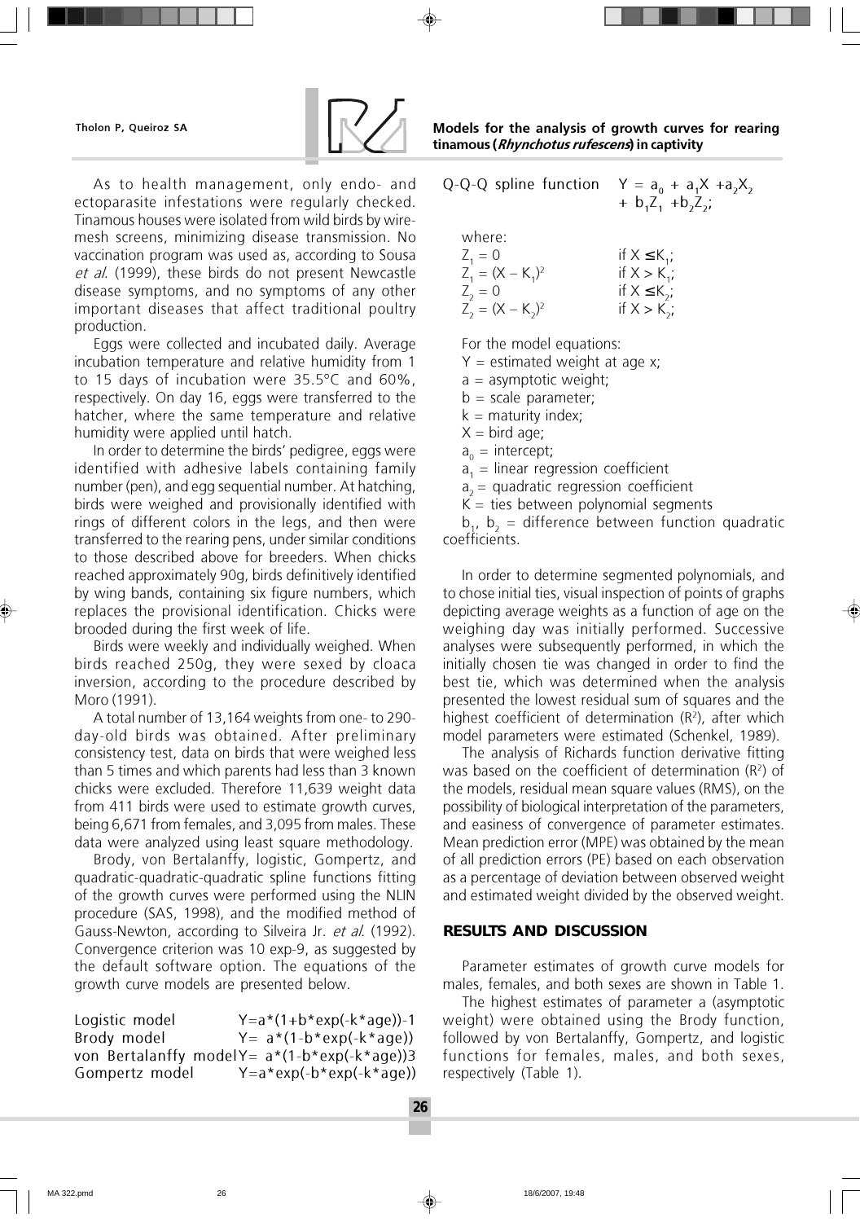As to health management, only endo- and ectoparasite infestations were regularly checked. Tinamous houses were isolated from wild birds by wire-mesh screens, minimizing disease transmission. No vaccination program was used as, according to Sousa *et al.* (1999), these birds do not present Newcastle disease symptoms, and no symptoms of any other important diseases that affect traditional poultry production.

Eggs were collected and incubated daily. Average incubation temperature and relative humidity from 1 to 15 days of incubation were 35.5°C and 60%, respectively. On day 16, eggs were transferred to the hatcher, where the same temperature and relative humidity were applied until hatch.

In order to determine the birds' pedigree, eggs were identified with adhesive labels containing family number (pen), and egg sequential number. At hatching, birds were weighed and provisionally identified with rings of different colors in the legs, and then were transferred to the rearing pens, under similar conditions to those described above for breeders. When chicks reached approximately 90g, birds definitively identified by wing bands, containing six figure numbers, which replaces the provisional identification. Chicks were brooded during the first week of life.

Birds were weekly and individually weighed. When birds reached 250g, they were sexed by cloaca inversion, according to the procedure described by Moro (1991).

A total number of 13,164 weights from one- to 290-day-old birds was obtained. After preliminary consistency test, data on birds that were weighed less than 5 times and which parents had less than 3 known chicks were excluded. Therefore 11,639 weight data from 411 birds were used to estimate growth curves, being 6,671 from females, and 3,095 from males. These data were analyzed using least square methodology.

Brody, von Bertalanffy, logistic, Gompertz, and quadratic-quadratic-quadratic spline functions fitting of the growth curves were performed using the NLIN procedure (SAS, 1998), and the modified method of Gauss-Newton, according to Silveira Jr. *et al.* (1992). Convergence criterion was 10 exp-9, as suggested by the default software option. The equations of the growth curve models are presented below.

Logistic model $Y=a*(1+b*\exp(-k*age))^{-1}$

Brody model $Y= a*(1-b*\exp(-k*age))$

von Bertalanffy model $Y= a*(1-b*\exp(-k*age))^3$

Gompertz model $Y=a*\exp(-b*\exp(-k*age))$

Q-Q-Q spline function $Y = a_0 + a_1X + a_2X_2 + b_1Z_1 + b_2Z_2$;

where:

$Z_1 = 0$ if $X \leq K_1$;
$Z_1 = (X - K_1)^2$ if $X > K_1$;
$Z_2 = 0$ if $X \leq K_2$;
$Z_2 = (X - K_2)^2$ if $X > K_2$;

For the model equations:

$Y$ = estimated weight at age x;
$a$ = asymptotic weight;
$b$ = scale parameter;
$k$ = maturity index;
$X$ = bird age;
$a_0$ = intercept;
$a_1$ = linear regression coefficient
$a_2$ = quadratic regression coefficient
$K$ = ties between polynomial segments
$b_1$, $b_2$ = difference between function quadratic coefficients.

In order to determine segmented polynomials, and to chose initial ties, visual inspection of points of graphs depicting average weights as a function of age on the weighing day was initially performed. Successive analyses were subsequently performed, in which the initially chosen tie was changed in order to find the best tie, which was determined when the analysis presented the lowest residual sum of squares and the highest coefficient of determination ($R^2$), after which model parameters were estimated (Schenkel, 1989).

The analysis of Richards function derivative fitting was based on the coefficient of determination ($R^2$) of the models, residual mean square values (RMS), on the possibility of biological interpretation of the parameters, and easiness of convergence of parameter estimates. Mean prediction error (MPE) was obtained by the mean of all prediction errors (PE) based on each observation as a percentage of deviation between observed weight and estimated weight divided by the observed weight.

## RESULTS AND DISCUSSION

Parameter estimates of growth curve models for males, females, and both sexes are shown in Table 1.

The highest estimates of parameter a (asymptotic weight) were obtained using the Brody function, followed by von Bertalanffy, Gompertz, and logistic functions for females, males, and both sexes, respectively (Table 1).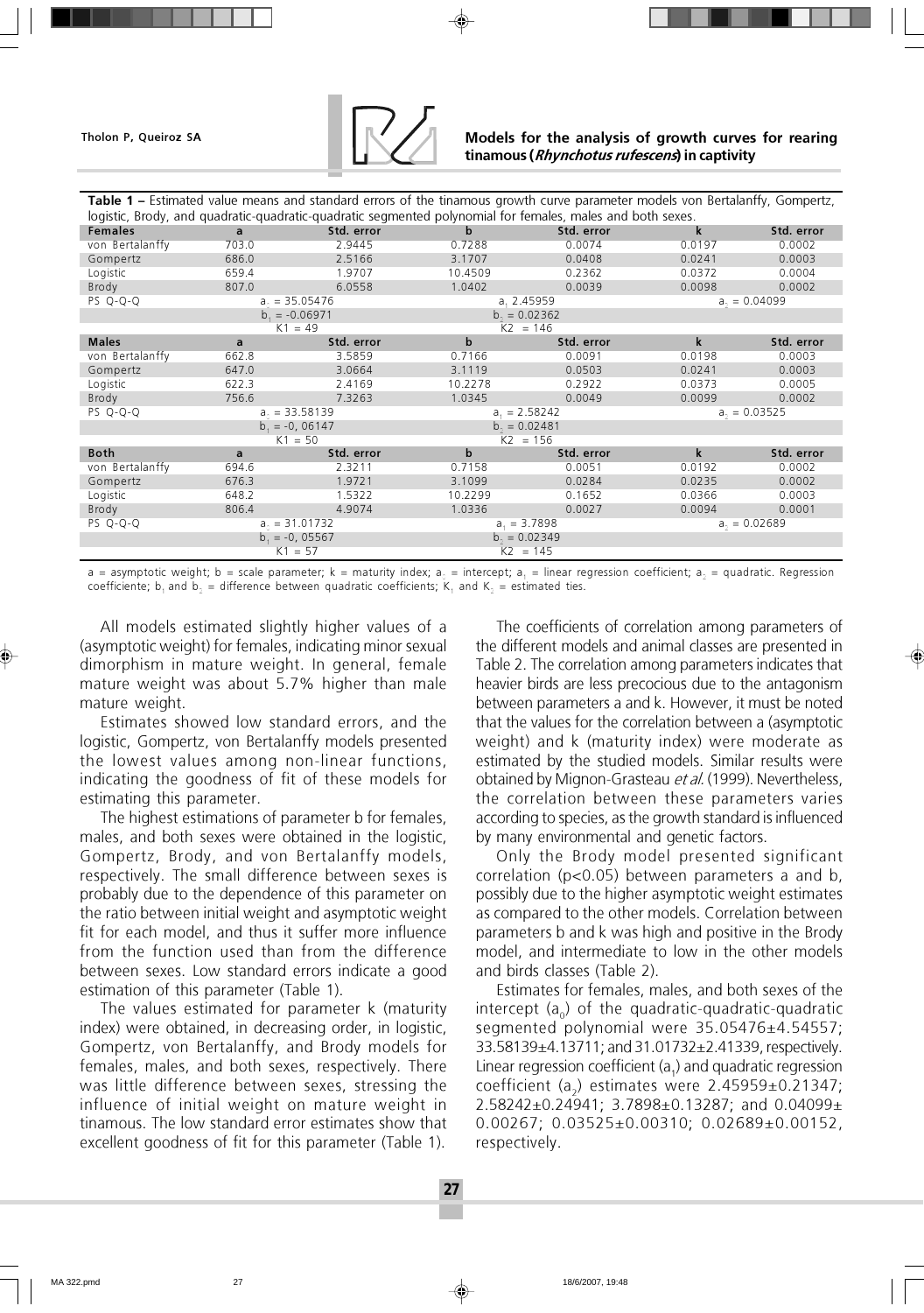**Table 1** – Estimated value means and standard errors of the tinamous growth curve parameter models von Bertalanffy, Gompertz, logistic, Brody, and quadratic-quadratic-quadratic segmented polynomial for females, males and both sexes.

| **Females** | **a** | **Std. error** | **b** | **Std. error** | **k** | **Std. error** |
|---|---|---|---|---|---|---|
| von Bertalanffy | 703.0 | 2.9445 | 0.7288 | 0.0074 | 0.0197 | 0.0002 |
| Gompertz | 686.0 | 2.5166 | 3.1707 | 0.0408 | 0.0241 | 0.0003 |
| Logistic | 659.4 | 1.9707 | 10.4509 | 0.2362 | 0.0372 | 0.0004 |
| Brody | 807.0 | 6.0558 | 1.0402 | 0.0039 | 0.0098 | 0.0002 |
| PS Q-Q-Q | | $a_0$ = 35.05476 | | $a_1$ 2.45959 | | $a_2$ = 0.04099 |
| | | $b_1$ = -0.06971 | | $b_2$ = 0.02362 | | |
| | | K1 = 49 | | K2 = 146 | | |
| **Males** | **a** | **Std. error** | **b** | **Std. error** | **k** | **Std. error** |
| von Bertalanffy | 662.8 | 3.5859 | 0.7166 | 0.0091 | 0.0198 | 0.0003 |
| Gompertz | 647.0 | 3.0664 | 3.1119 | 0.0503 | 0.0241 | 0.0003 |
| Logistic | 622.3 | 2.4169 | 10.2278 | 0.2922 | 0.0373 | 0.0005 |
| Brody | 756.6 | 7.3263 | 1.0345 | 0.0049 | 0.0099 | 0.0002 |
| PS Q-Q-Q | | $a_0$ = 33.58139 | | $a_1$ = 2.58242 | | $a_2$ = 0.03525 |
| | | $b_1$ = -0, 06147 | | $b_2$ = 0.02481 | | |
| | | K1 = 50 | | K2 = 156 | | |
| **Both** | **a** | **Std. error** | **b** | **Std. error** | **k** | **Std. error** |
| von Bertalanffy | 694.6 | 2.3211 | 0.7158 | 0.0051 | 0.0192 | 0.0002 |
| Gompertz | 676.3 | 1.9721 | 3.1099 | 0.0284 | 0.0235 | 0.0002 |
| Logistic | 648.2 | 1.5322 | 10.2299 | 0.1652 | 0.0366 | 0.0003 |
| Brody | 806.4 | 4.9074 | 1.0336 | 0.0027 | 0.0094 | 0.0001 |
| PS Q-Q-Q | | $a_0$ = 31.01732 | | $a_1$ = 3.7898 | | $a_2$ = 0.02689 |
| | | $b_1$ = -0, 05567 | | $b_2$ = 0.02349 | | |
| | | K1 = 57 | | K2 = 145 | | |

a = asymptotic weight; b = scale parameter; k = maturity index; $a_0$ = intercept; $a_1$ = linear regression coefficient; $a_2$ = quadratic. Regression coefficiente; $b_1$ and $b_2$ = difference between quadratic coefficients; $K_1$ and $K_2$ = estimated ties.

All models estimated slightly higher values of a (asymptotic weight) for females, indicating minor sexual dimorphism in mature weight. In general, female mature weight was about 5.7% higher than male mature weight.

Estimates showed low standard errors, and the logistic, Gompertz, von Bertalanffy models presented the lowest values among non-linear functions, indicating the goodness of fit of these models for estimating this parameter.

The highest estimations of parameter b for females, males, and both sexes were obtained in the logistic, Gompertz, Brody, and von Bertalanffy models, respectively. The small difference between sexes is probably due to the dependence of this parameter on the ratio between initial weight and asymptotic weight fit for each model, and thus it suffer more influence from the function used than from the difference between sexes. Low standard errors indicate a good estimation of this parameter (Table 1).

The values estimated for parameter k (maturity index) were obtained, in decreasing order, in logistic, Gompertz, von Bertalanffy, and Brody models for females, males, and both sexes, respectively. There was little difference between sexes, stressing the influence of initial weight on mature weight in tinamous. The low standard error estimates show that excellent goodness of fit for this parameter (Table 1).

The coefficients of correlation among parameters of the different models and animal classes are presented in Table 2. The correlation among parameters indicates that heavier birds are less precocious due to the antagonism between parameters a and k. However, it must be noted that the values for the correlation between a (asymptotic weight) and k (maturity index) were moderate as estimated by the studied models. Similar results were obtained by Mignon-Grasteau *et al.* (1999). Nevertheless, the correlation between these parameters varies according to species, as the growth standard is influenced by many environmental and genetic factors.

Only the Brody model presented significant correlation ($p<0.05$) between parameters a and b, possibly due to the higher asymptotic weight estimates as compared to the other models. Correlation between parameters b and k was high and positive in the Brody model, and intermediate to low in the other models and birds classes (Table 2).

Estimates for females, males, and both sexes of the intercept ($a_0$) of the quadratic-quadratic-quadratic segmented polynomial were 35.05476±4.54557; 33.58139±4.13711; and 31.01732±2.41339, respectively. Linear regression coefficient ($a_1$) and quadratic regression coefficient ($a_2$) estimates were 2.45959±0.21347; 2.58242±0.24941; 3.7898±0.13287; and 0.04099± 0.00267; 0.03525±0.00310; 0.02689±0.00152, respectively.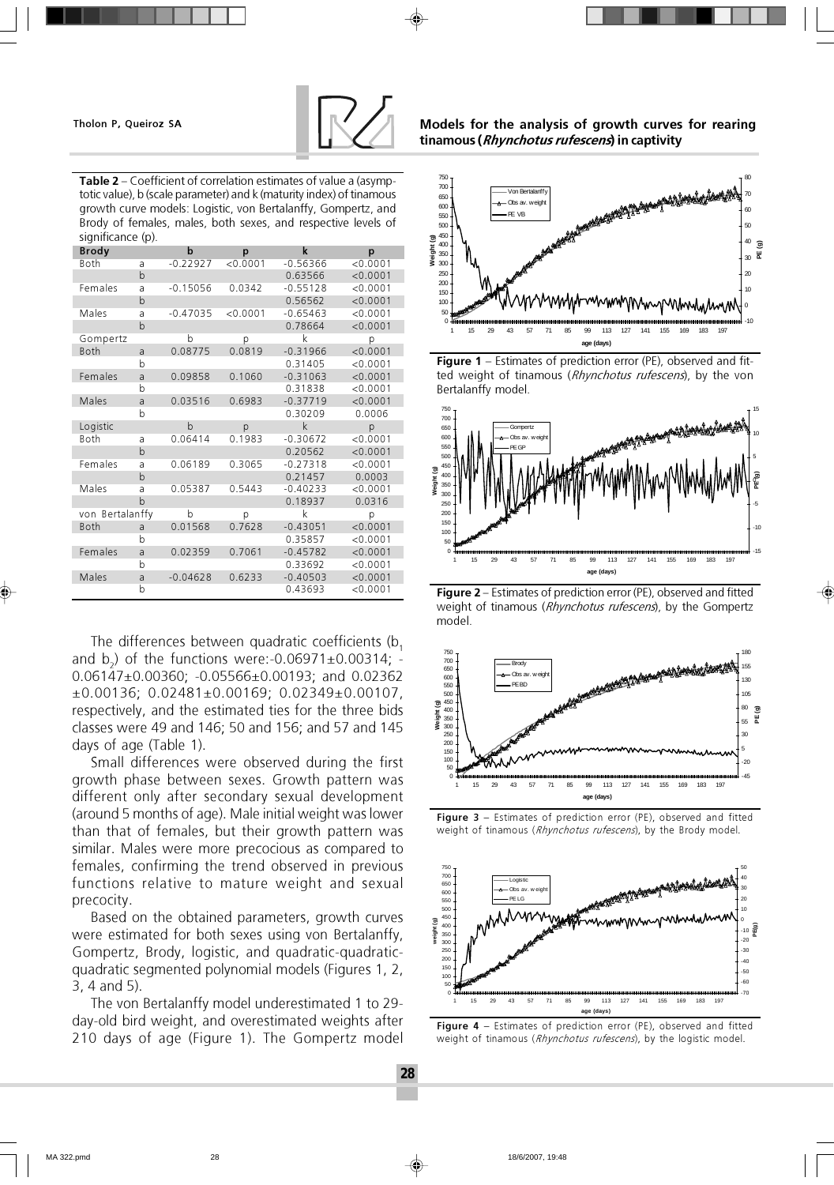**Table 2** – Coefficient of correlation estimates of value a (asymptotic value), b (scale parameter) and k (maturity index) of tinamous growth curve models: Logistic, von Bertalanffy, Gompertz, and Brody of females, males, both sexes, and respective levels of significance (p).

| Brody | | b | p | k | p |
|---|---|---|---|---|---|
| Both | a | -0.22927 | <0.0001 | -0.56366 | <0.0001 |
| | b | | | 0.63566 | <0.0001 |
| Females | a | -0.15056 | 0.0342 | -0.55128 | <0.0001 |
| | b | | | 0.56562 | <0.0001 |
| Males | a | -0.47035 | <0.0001 | -0.65463 | <0.0001 |
| | b | | | 0.78664 | <0.0001 |
| Gompertz | | b | p | k | p |
| Both | a | 0.08775 | 0.0819 | -0.31966 | <0.0001 |
| | b | | | 0.31405 | <0.0001 |
| Females | a | 0.09858 | 0.1060 | -0.31063 | <0.0001 |
| | b | | | 0.31838 | <0.0001 |
| Males | a | 0.03516 | 0.6983 | -0.37719 | <0.0001 |
| | b | | | 0.30209 | 0.0006 |
| Logistic | | b | p | k | p |
| Both | a | 0.06414 | 0.1983 | -0.30672 | <0.0001 |
| | b | | | 0.20562 | <0.0001 |
| Females | a | 0.06189 | 0.3065 | -0.27318 | <0.0001 |
| | b | | | 0.21457 | 0.0003 |
| Males | a | 0.05387 | 0.5443 | -0.40233 | <0.0001 |
| | b | | | 0.18937 | 0.0316 |
| von Bertalanffy | | b | p | k | p |
| Both | a | 0.01568 | 0.7628 | -0.43051 | <0.0001 |
| | b | | | 0.35857 | <0.0001 |
| Females | a | 0.02359 | 0.7061 | -0.45782 | <0.0001 |
| | b | | | 0.33692 | <0.0001 |
| Males | a | -0.04628 | 0.6233 | -0.40503 | <0.0001 |
| | b | | | 0.43693 | <0.0001 |

The differences between quadratic coefficients ($b_1$ and $b_2$) of the functions were: -0.06971±0.00314; -0.06147±0.00360; -0.05566±0.00193; and 0.02362 ±0.00136; 0.02481±0.00169; 0.02349±0.00107, respectively, and the estimated ties for the three bids classes were 49 and 146; 50 and 156; and 57 and 145 days of age (Table 1).

Small differences were observed during the first growth phase between sexes. Growth pattern was different only after secondary sexual development (around 5 months of age). Male initial weight was lower than that of females, but their growth pattern was similar. Males were more precocious as compared to females, confirming the trend observed in previous functions relative to mature weight and sexual precocity.

Based on the obtained parameters, growth curves were estimated for both sexes using von Bertalanffy, Gompertz, Brody, logistic, and quadratic-quadratic-quadratic segmented polynomial models (Figures 1, 2, 3, 4 and 5).

The von Bertalanffy model underestimated 1 to 29-day-old bird weight, and overestimated weights after 210 days of age (Figure 1). The Gompertz model

**Figure 1** – Estimates of prediction error (PE), observed and fitted weight of tinamous (*Rhynchotus rufescens*), by the von Bertalanffy model.

**Figure 2** – Estimates of prediction error (PE), observed and fitted weight of tinamous (*Rhynchotus rufescens*), by the Gompertz model.

**Figure 3** – Estimates of prediction error (PE), observed and fitted weight of tinamous (*Rhynchotus rufescens*), by the Brody model.

**Figure 4** – Estimates of prediction error (PE), observed and fitted weight of tinamous (*Rhynchotus rufescens*), by the logistic model.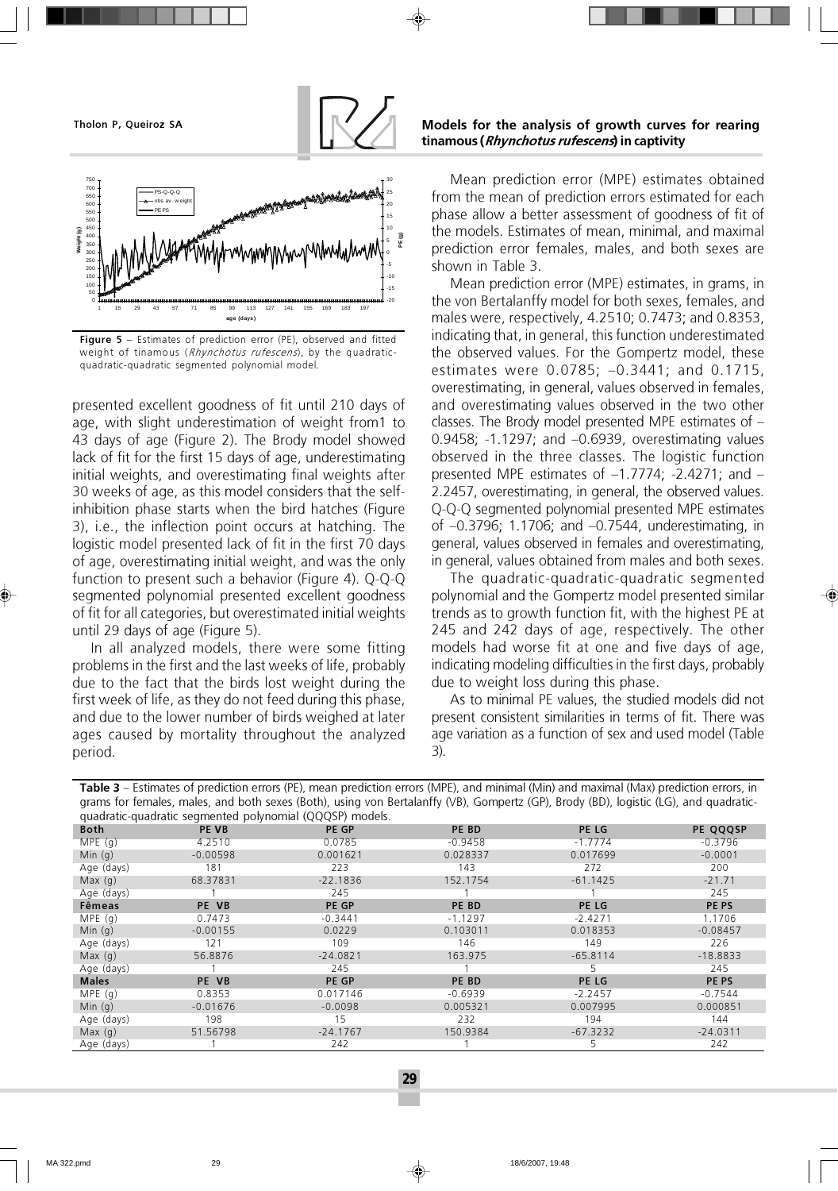Figure 5 – Estimates of prediction error (PE), observed and fitted weight of tinamous (*Rhynchotus rufescens*), by the quadratic-quadratic-quadratic segmented polynomial model.

presented excellent goodness of fit until 210 days of age, with slight underestimation of weight from1 to 43 days of age (Figure 2). The Brody model showed lack of fit for the first 15 days of age, underestimating initial weights, and overestimating final weights after 30 weeks of age, as this model considers that the self-inhibition phase starts when the bird hatches (Figure 3), i.e., the inflection point occurs at hatching. The logistic model presented lack of fit in the first 70 days of age, overestimating initial weight, and was the only function to present such a behavior (Figure 4). Q-Q-Q segmented polynomial presented excellent goodness of fit for all categories, but overestimated initial weights until 29 days of age (Figure 5).

In all analyzed models, there were some fitting problems in the first and the last weeks of life, probably due to the fact that the birds lost weight during the first week of life, as they do not feed during this phase, and due to the lower number of birds weighed at later ages caused by mortality throughout the analyzed period.

Mean prediction error (MPE) estimates obtained from the mean of prediction errors estimated for each phase allow a better assessment of goodness of fit of the models. Estimates of mean, minimal, and maximal prediction error females, males, and both sexes are shown in Table 3.

Mean prediction error (MPE) estimates, in grams, in the von Bertalanffy model for both sexes, females, and males were, respectively, 4.2510; 0.7473; and 0.8353, indicating that, in general, this function underestimated the observed values. For the Gompertz model, these estimates were 0.0785; –0.3441; and 0.1715, overestimating, in general, values observed in females, and overestimating values observed in the two other classes. The Brody model presented MPE estimates of –0.9458; -1.1297; and –0.6939, overestimating values observed in the three classes. The logistic function presented MPE estimates of –1.7774; -2.4271; and –2.2457, overestimating, in general, the observed values. Q-Q-Q segmented polynomial presented MPE estimates of –0.3796; 1.1706; and –0.7544, underestimating, in general, values observed in females and overestimating, in general, values obtained from males and both sexes.

The quadratic-quadratic-quadratic segmented polynomial and the Gompertz model presented similar trends as to growth function fit, with the highest PE at 245 and 242 days of age, respectively. The other models had worse fit at one and five days of age, indicating modeling difficulties in the first days, probably due to weight loss during this phase.

As to minimal PE values, the studied models did not present consistent similarities in terms of fit. There was age variation as a function of sex and used model (Table 3).

**Table 3** – Estimates of prediction errors (PE), mean prediction errors (MPE), and minimal (Min) and maximal (Max) prediction errors, in grams for females, males, and both sexes (Both), using von Bertalanffy (VB), Gompertz (GP), Brody (BD), logistic (LG), and quadratic-quadratic-quadratic segmented polynomial (QQQSP) models.

| Both | PE VB | PE GP | PE BD | PE LG | PE QQQSP |
|---|---|---|---|---|---|
| MPE (g) | 4.2510 | 0.0785 | -0.9458 | -1.7774 | -0.3796 |
| Min (g) | -0.00598 | 0.001621 | 0.028337 | 0.017699 | -0.0001 |
| Age (days) | 181 | 223 | 143 | 272 | 200 |
| Max (g) | 68.37831 | -22.1836 | 152.1754 | -61.1425 | -21.71 |
| Age (days) | 1 | 245 | 1 | 1 | 245 |
| **Fêmeas** | **PE VB** | **PE GP** | **PE BD** | **PE LG** | **PE PS** |
| MPE (g) | 0.7473 | -0.3441 | -1.1297 | -2.4271 | 1.1706 |
| Min (g) | -0.00155 | 0.0229 | 0.103011 | 0.018353 | -0.08457 |
| Age (days) | 121 | 109 | 146 | 149 | 226 |
| Max (g) | 56.8876 | -24.0821 | 163.975 | -65.8114 | -18.8833 |
| Age (days) | 1 | 245 | 1 | 5 | 245 |
| **Males** | **PE VB** | **PE GP** | **PE BD** | **PE LG** | **PE PS** |
| MPE (g) | 0.8353 | 0.017146 | -0.6939 | -2.2457 | -0.7544 |
| Min (g) | -0.01676 | -0.0098 | 0.005321 | 0.007995 | 0.000851 |
| Age (days) | 198 | 15 | 232 | 194 | 144 |
| Max (g) | 51.56798 | -24.1767 | 150.9384 | -67.3232 | -24.0311 |
| Age (days) | 1 | 242 | 1 | 5 | 242 |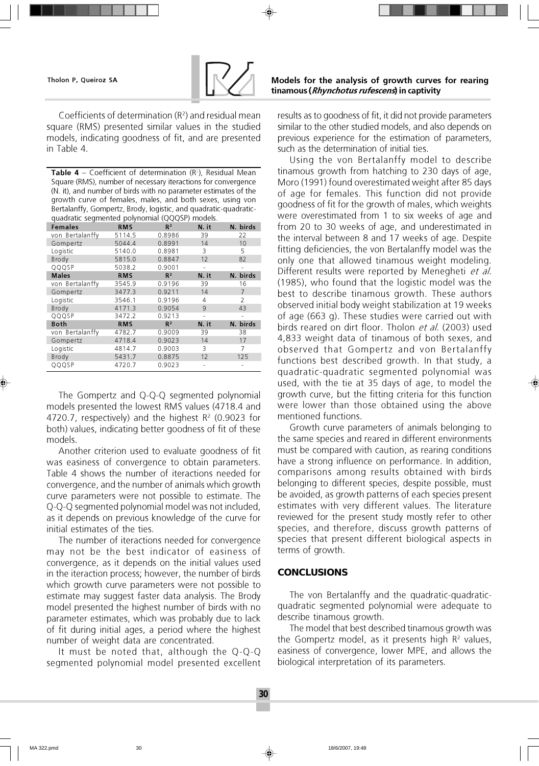Coefficients of determination ($R^2$) and residual mean square (RMS) presented similar values in the studied models, indicating goodness of fit, and are presented in Table 4.

**Table 4** – Coefficient of determination ($R^2$), Residual Mean Square (RMS), number of necessary iteractions for convergence (N. it), and number of birds with no parameter estimates of the growth curve of females, males, and both sexes, using von Bertalanffy, Gompertz, Brody, logistic, and quadratic-quadratic-quadratic segmented polynomial (QQQSP) models.

| Females | RMS | $R^2$ | N. it | N. birds |
|---|---|---|---|---|
| von Bertalanffy | 5114.5 | 0.8986 | 39 | 22 |
| Gompertz | 5044.4 | 0.8991 | 14 | 10 |
| Logistic | 5140.0 | 0.8981 | 3 | 5 |
| Brody | 5815.0 | 0.8847 | 12 | 82 |
| QQQSP | 5038.2 | 0.9001 | - | - |
| **Males** | **RMS** | **$R^2$** | **N. it** | **N. birds** |
| von Bertalanffy | 3545.9 | 0.9196 | 39 | 16 |
| Gompertz | 3477.3 | 0.9211 | 14 | 7 |
| Logistic | 3546.1 | 0.9196 | 4 | 2 |
| Brody | 4171.3 | 0.9054 | 9 | 43 |
| QQQSP | 3472.2 | 0.9213 | - | - |
| **Both** | **RMS** | **$R^2$** | **N. it** | **N. birds** |
| von Bertalanffy | 4782.7 | 0.9009 | 39 | 38 |
| Gompertz | 4718.4 | 0.9023 | 14 | 17 |
| Logistic | 4814.7 | 0.9003 | 3 | 7 |
| Brody | 5431.7 | 0.8875 | 12 | 125 |
| QQQSP | 4720.7 | 0.9023 | - | - |

The Gompertz and Q-Q-Q segmented polynomial models presented the lowest RMS values (4718.4 and 4720.7, respectively) and the highest $R^2$ (0.9023 for both) values, indicating better goodness of fit of these models.

Another criterion used to evaluate goodness of fit was easiness of convergence to obtain parameters. Table 4 shows the number of iteractions needed for convergence, and the number of animals which growth curve parameters were not possible to estimate. The Q-Q-Q segmented polynomial model was not included, as it depends on previous knowledge of the curve for initial estimates of the ties.

The number of iteractions needed for convergence may not be the best indicator of easiness of convergence, as it depends on the initial values used in the iteraction process; however, the number of birds which growth curve parameters were not possible to estimate may suggest faster data analysis. The Brody model presented the highest number of birds with no parameter estimates, which was probably due to lack of fit during initial ages, a period where the highest number of weight data are concentrated.

It must be noted that, although the Q-Q-Q segmented polynomial model presented excellent results as to goodness of fit, it did not provide parameters similar to the other studied models, and also depends on previous experience for the estimation of parameters, such as the determination of initial ties.

Using the von Bertalanffy model to describe tinamous growth from hatching to 230 days of age, Moro (1991) found overestimated weight after 85 days of age for females. This function did not provide goodness of fit for the growth of males, which weights were overestimated from 1 to six weeks of age and from 20 to 30 weeks of age, and underestimated in the interval between 8 and 17 weeks of age. Despite fitting deficiencies, the von Bertalanffy model was the only one that allowed tinamous weight modeling. Different results were reported by Menegheti *et al.* (1985), who found that the logistic model was the best to describe tinamous growth. These authors observed initial body weight stabilization at 19 weeks of age (663 g). These studies were carried out with birds reared on dirt floor. Tholon *et al.* (2003) used 4,833 weight data of tinamous of both sexes, and observed that Gompertz and von Bertalanffy functions best described growth. In that study, a quadratic-quadratic segmented polynomial was used, with the tie at 35 days of age, to model the growth curve, but the fitting criteria for this function were lower than those obtained using the above mentioned functions.

Growth curve parameters of animals belonging to the same species and reared in different environments must be compared with caution, as rearing conditions have a strong influence on performance. In addition, comparisons among results obtained with birds belonging to different species, despite possible, must be avoided, as growth patterns of each species present estimates with very different values. The literature reviewed for the present study mostly refer to other species, and therefore, discuss growth patterns of species that present different biological aspects in terms of growth.

## CONCLUSIONS

The von Bertalanffy and the quadratic-quadratic-quadratic segmented polynomial were adequate to describe tinamous growth.

The model that best described tinamous growth was the Gompertz model, as it presents high $R^2$ values, easiness of convergence, lower MPE, and allows the biological interpretation of its parameters.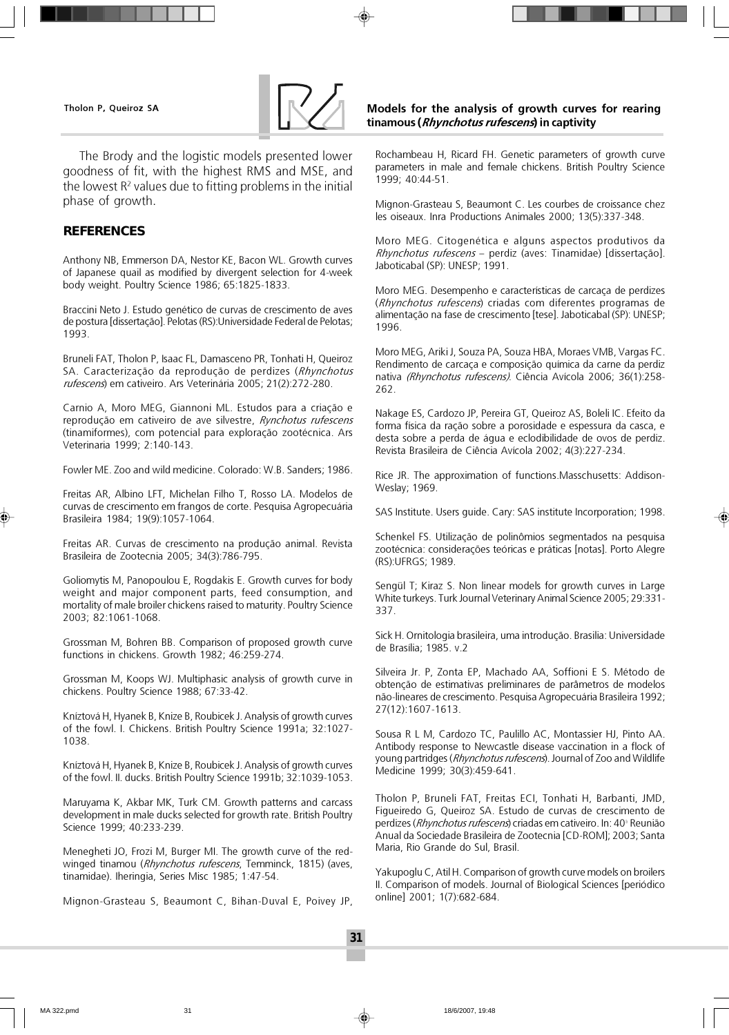The Brody and the logistic models presented lower goodness of fit, with the highest RMS and MSE, and the lowest $R^2$ values due to fitting problems in the initial phase of growth.

## REFERENCES

Anthony NB, Emmerson DA, Nestor KE, Bacon WL. Growth curves of Japanese quail as modified by divergent selection for 4-week body weight. Poultry Science 1986; 65:1825-1833.

Braccini Neto J. Estudo genético de curvas de crescimento de aves de postura [dissertação]. Pelotas (RS):Universidade Federal de Pelotas; 1993.

Bruneli FAT, Tholon P, Isaac FL, Damasceno PR, Tonhati H, Queiroz SA. Caracterização da reprodução de perdizes (*Rhynchotus rufescens*) em cativeiro. Ars Veterinária 2005; 21(2):272-280.

Carnio A, Moro MEG, Giannoni ML. Estudos para a criação e reprodução em cativeiro de ave silvestre, *Rynchotus rufescens* (tinamiformes), com potencial para exploração zootécnica. Ars Veterinaria 1999; 2:140-143.

Fowler ME. Zoo and wild medicine. Colorado: W.B. Sanders; 1986.

Freitas AR, Albino LFT, Michelan Filho T, Rosso LA. Modelos de curvas de crescimento em frangos de corte. Pesquisa Agropecuária Brasileira 1984; 19(9):1057-1064.

Freitas AR. Curvas de crescimento na produção animal. Revista Brasileira de Zootecnia 2005; 34(3):786-795.

Goliomytis M, Panopoulou E, Rogdakis E. Growth curves for body weight and major component parts, feed consumption, and mortality of male broiler chickens raised to maturity. Poultry Science 2003; 82:1061-1068.

Grossman M, Bohren BB. Comparison of proposed growth curve functions in chickens. Growth 1982; 46:259-274.

Grossman M, Koops WJ. Multiphasic analysis of growth curve in chickens. Poultry Science 1988; 67:33-42.

Kníztová H, Hyanek B, Knize B, Roubicek J. Analysis of growth curves of the fowl. I. Chickens. British Poultry Science 1991a; 32:1027-1038.

Kníztová H, Hyanek B, Knize B, Roubicek J. Analysis of growth curves of the fowl. II. ducks. British Poultry Science 1991b; 32:1039-1053.

Maruyama K, Akbar MK, Turk CM. Growth patterns and carcass development in male ducks selected for growth rate. British Poultry Science 1999; 40:233-239.

Menegheti JO, Frozi M, Burger MI. The growth curve of the red-winged tinamou (*Rhynchotus rufescens*, Temminck, 1815) (aves, tinamidae). Iheringia, Series Misc 1985; 1:47-54.

Mignon-Grasteau S, Beaumont C, Bihan-Duval E, Poivey JP, Rochambeau H, Ricard FH. Genetic parameters of growth curve parameters in male and female chickens. British Poultry Science 1999; 40:44-51.

Mignon-Grasteau S, Beaumont C. Les courbes de croissance chez les oiseaux. Inra Productions Animales 2000; 13(5):337-348.

Moro MEG. Citogenética e alguns aspectos produtivos da *Rhynchotus rufescens* – perdiz (aves: Tinamidae) [dissertação]. Jaboticabal (SP): UNESP; 1991.

Moro MEG. Desempenho e características de carcaça de perdizes (*Rhynchotus rufescens*) criadas com diferentes programas de alimentação na fase de crescimento [tese]. Jaboticabal (SP): UNESP; 1996.

Moro MEG, Ariki J, Souza PA, Souza HBA, Moraes VMB, Vargas FC. Rendimento de carcaça e composição química da carne da perdiz nativa *(Rhynchotus rufescens)*. Ciência Avícola 2006; 36(1):258-262.

Nakage ES, Cardozo JP, Pereira GT, Queiroz AS, Boleli IC. Efeito da forma física da ração sobre a porosidade e espessura da casca, e desta sobre a perda de água e eclodibilidade de ovos de perdiz. Revista Brasileira de Ciência Avícola 2002; 4(3):227-234.

Rice JR. The approximation of functions.Masschusetts: Addison-Weslay; 1969.

SAS Institute. Users guide. Cary: SAS institute Incorporation; 1998.

Schenkel FS. Utilização de polinômios segmentados na pesquisa zootécnica: considerações teóricas e práticas [notas]. Porto Alegre (RS):UFRGS; 1989.

Sengül T; Kiraz S. Non linear models for growth curves in Large White turkeys. Turk Journal Veterinary Animal Science 2005; 29:331-337.

Sick H. Ornitologia brasileira, uma introdução. Brasilia: Universidade de Brasília; 1985. v.2

Silveira Jr. P, Zonta EP, Machado AA, Soffioni E S. Método de obtenção de estimativas preliminares de parâmetros de modelos não-lineares de crescimento. Pesquisa Agropecuária Brasileira 1992; 27(12):1607-1613.

Sousa R L M, Cardozo TC, Paulillo AC, Montassier HJ, Pinto AA. Antibody response to Newcastle disease vaccination in a flock of young partridges (*Rhynchotus rufescens*). Journal of Zoo and Wildlife Medicine 1999; 30(3):459-641.

Tholon P, Bruneli FAT, Freitas ECI, Tonhati H, Barbanti, JMD, Figueiredo G, Queiroz SA. Estudo de curvas de crescimento de perdizes (*Rhynchotus rufescens*) criadas em cativeiro. In: 40ª Reunião Anual da Sociedade Brasileira de Zootecnia [CD-ROM]; 2003; Santa Maria, Rio Grande do Sul, Brasil.

Yakupoglu C, Atil H. Comparison of growth curve models on broilers II. Comparison of models. Journal of Biological Sciences [periódico online] 2001; 1(7):682-684.